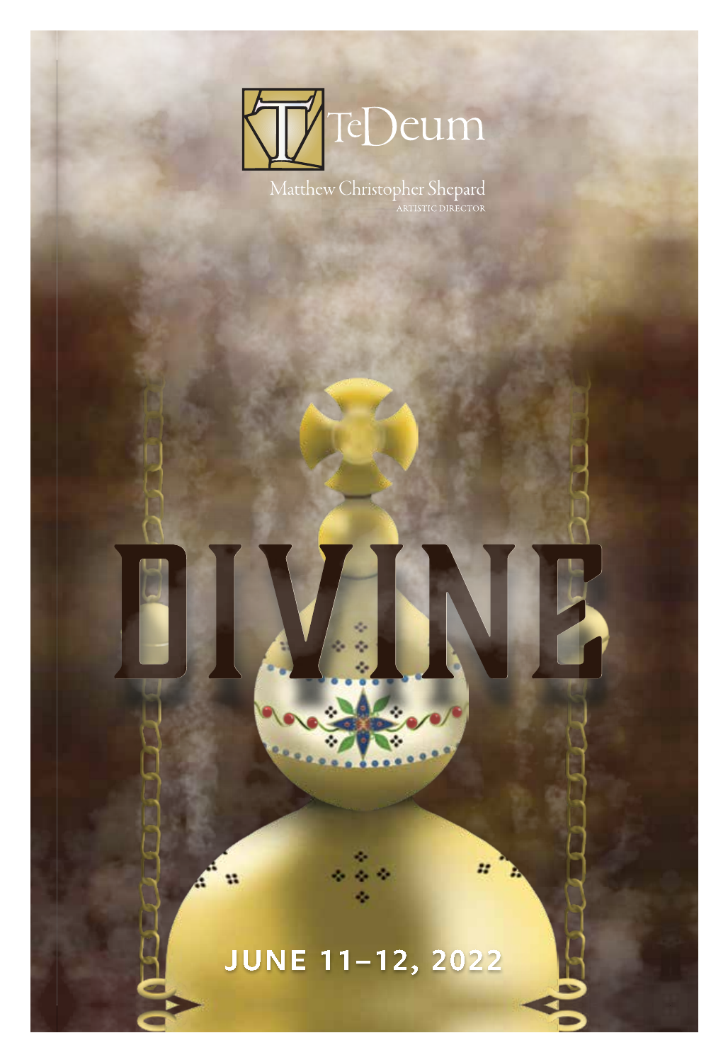TeDeum

Matthew Christopher Shepard
ARTISTIC DIRECTOR

# DIVINE

JUNE 11–12, 2022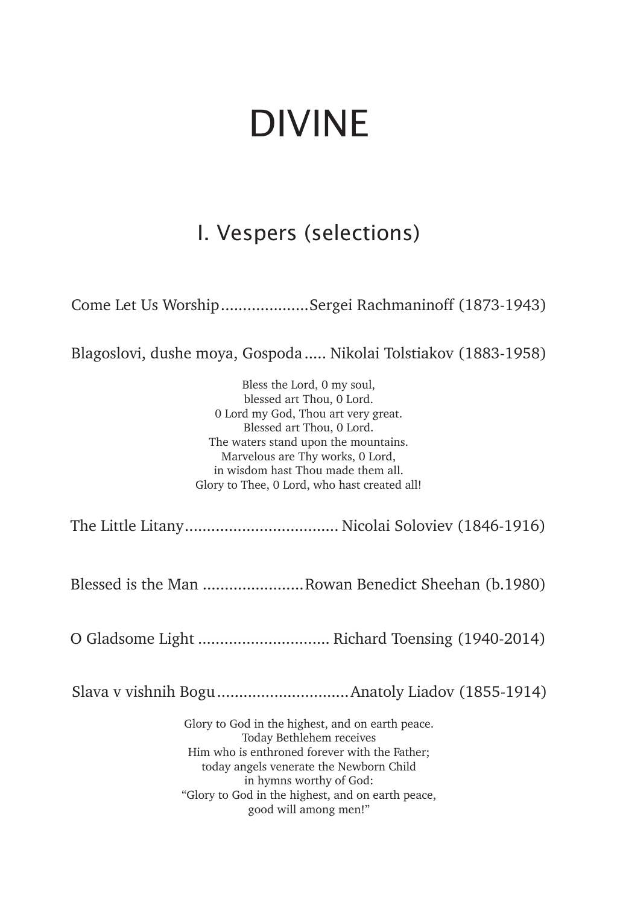# DIVINE

## I. Vespers (selections)

Come Let Us Worship....................Sergei Rachmaninoff (1873-1943)

Blagoslovi, dushe moya, Gospoda..... Nikolai Tolstiakov (1883-1958)

Bless the Lord, 0 my soul,
blessed art Thou, 0 Lord.
0 Lord my God, Thou art very great.
Blessed art Thou, 0 Lord.
The waters stand upon the mountains.
Marvelous are Thy works, 0 Lord,
in wisdom hast Thou made them all.
Glory to Thee, 0 Lord, who hast created all!

The Little Litany................................... Nicolai Soloviev (1846-1916)

Blessed is the Man .......................Rowan Benedict Sheehan (b.1980)

O Gladsome Light .............................. Richard Toensing (1940-2014)

Slava v vishnih Bogu..............................Anatoly Liadov (1855-1914)

Glory to God in the highest, and on earth peace.
Today Bethlehem receives
Him who is enthroned forever with the Father;
today angels venerate the Newborn Child
in hymns worthy of God:
"Glory to God in the highest, and on earth peace,
good will among men!"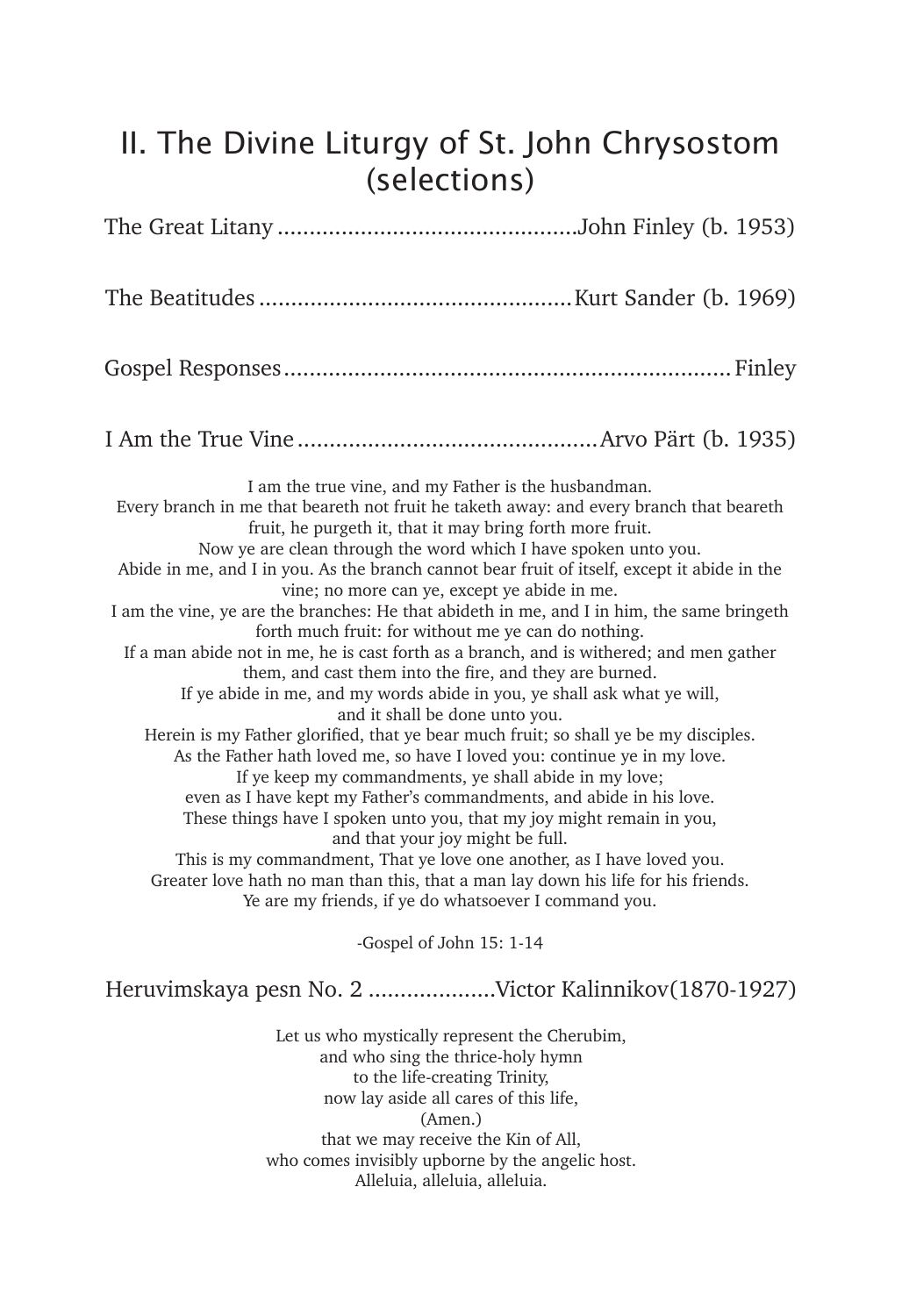## II. The Divine Liturgy of St. John Chrysostom (selections)

The Great Litany ............................................John Finley (b. 1953)

The Beatitudes ..............................................Kurt Sander (b. 1969)

Gospel Responses ................................................................Finley

I Am the True Vine ............................................Arvo Pärt (b. 1935)

I am the true vine, and my Father is the husbandman.
Every branch in me that beareth not fruit he taketh away: and every branch that beareth fruit, he purgeth it, that it may bring forth more fruit.
Now ye are clean through the word which I have spoken unto you.
Abide in me, and I in you. As the branch cannot bear fruit of itself, except it abide in the vine; no more can ye, except ye abide in me.
I am the vine, ye are the branches: He that abideth in me, and I in him, the same bringeth forth much fruit: for without me ye can do nothing.
If a man abide not in me, he is cast forth as a branch, and is withered; and men gather them, and cast them into the fire, and they are burned.
If ye abide in me, and my words abide in you, ye shall ask what ye will,
and it shall be done unto you.
Herein is my Father glorified, that ye bear much fruit; so shall ye be my disciples.
As the Father hath loved me, so have I loved you: continue ye in my love.
If ye keep my commandments, ye shall abide in my love;
even as I have kept my Father's commandments, and abide in his love.
These things have I spoken unto you, that my joy might remain in you,
and that your joy might be full.
This is my commandment, That ye love one another, as I have loved you.
Greater love hath no man than this, that a man lay down his life for his friends.
Ye are my friends, if ye do whatsoever I command you.

-Gospel of John 15: 1-14

Heruvimskaya pesn No. 2 ....................Victor Kalinnikov(1870-1927)

Let us who mystically represent the Cherubim,
and who sing the thrice-holy hymn
to the life-creating Trinity,
now lay aside all cares of this life,
(Amen.)
that we may receive the Kin of All,
who comes invisibly upborne by the angelic host.
Alleluia, alleluia, alleluia.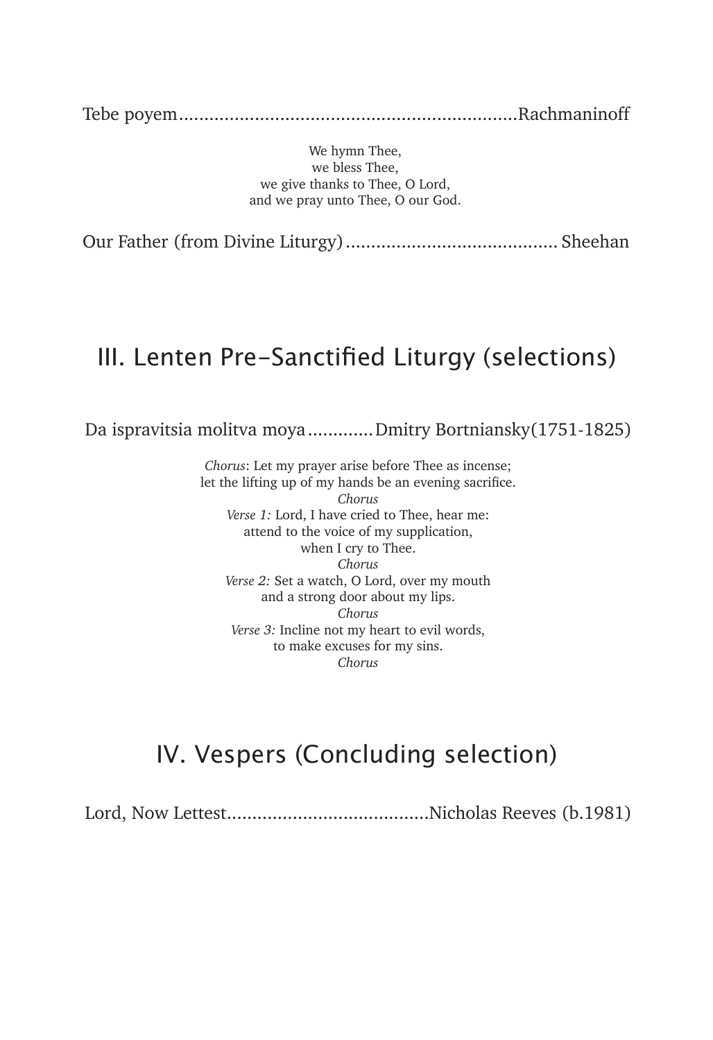Tebe poyem....................................................................Rachmaninoff

We hymn Thee,  
we bless Thee,  
we give thanks to Thee, O Lord,  
and we pray unto Thee, O our God.

Our Father (from Divine Liturgy)........................................... Sheehan

## III. Lenten Pre-Sanctified Liturgy (selections)

Da ispravitsia molitva moya.............Dmitry Bortniansky(1751-1825)

*Chorus*: Let my prayer arise before Thee as incense;  
let the lifting up of my hands be an evening sacrifice.  
*Chorus*  
*Verse 1:* Lord, I have cried to Thee, hear me:  
attend to the voice of my supplication,  
when I cry to Thee.  
*Chorus*  
*Verse 2:* Set a watch, O Lord, over my mouth  
and a strong door about my lips.  
*Chorus*  
*Verse 3:* Incline not my heart to evil words,  
to make excuses for my sins.  
*Chorus*

## IV. Vespers (Concluding selection)

Lord, Now Lettest........................................Nicholas Reeves (b.1981)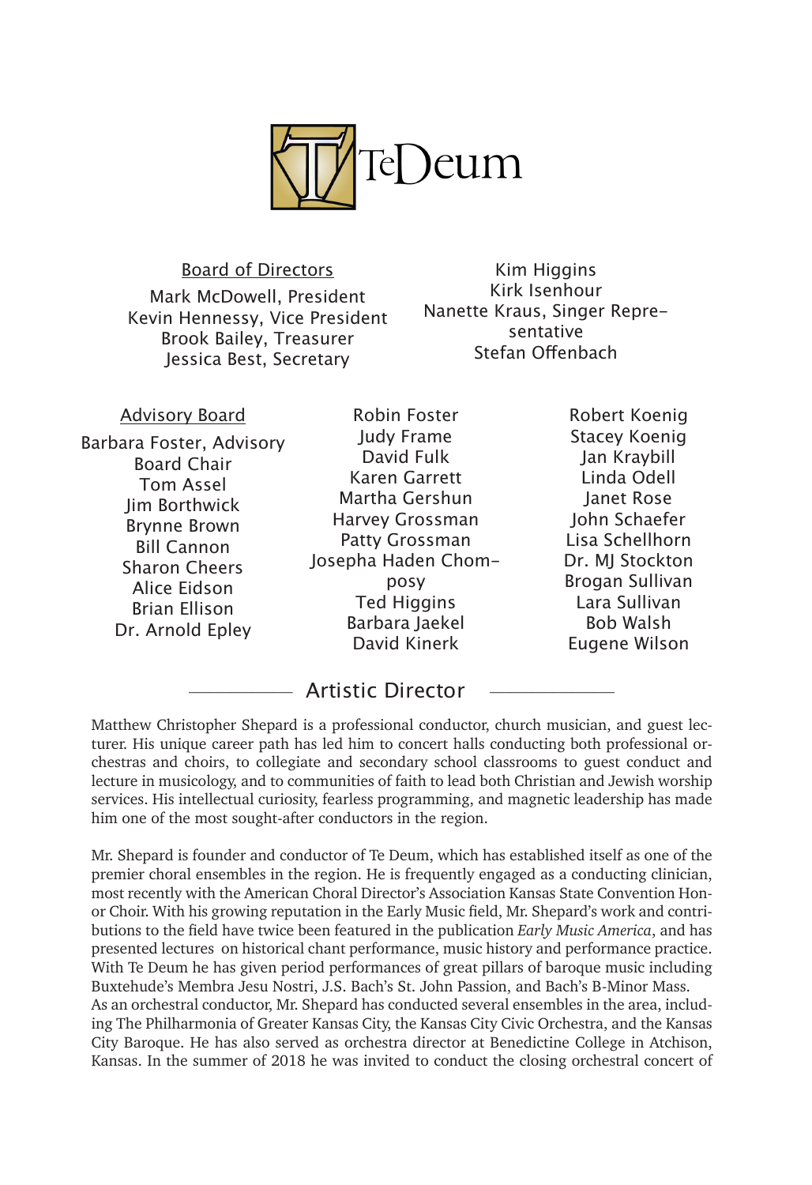# TeDeum

## Board of Directors

Mark McDowell, President
Kevin Hennessy, Vice President
Brook Bailey, Treasurer
Jessica Best, Secretary
Kim Higgins
Kirk Isenhour
Nanette Kraus, Singer Representative
Stefan Offenbach

## Advisory Board

Barbara Foster, Advisory Board Chair
Tom Assel
Jim Borthwick
Brynne Brown
Bill Cannon
Sharon Cheers
Alice Eidson
Brian Ellison
Dr. Arnold Epley
Robin Foster
Judy Frame
David Fulk
Karen Garrett
Martha Gershun
Harvey Grossman
Patty Grossman
Josepha Haden Chomposy
Ted Higgins
Barbara Jaekel
David Kinerk
Robert Koenig
Stacey Koenig
Jan Kraybill
Linda Odell
Janet Rose
John Schaefer
Lisa Schellhorn
Dr. MJ Stockton
Brogan Sullivan
Lara Sullivan
Bob Walsh
Eugene Wilson

## Artistic Director

Matthew Christopher Shepard is a professional conductor, church musician, and guest lecturer. His unique career path has led him to concert halls conducting both professional orchestras and choirs, to collegiate and secondary school classrooms to guest conduct and lecture in musicology, and to communities of faith to lead both Christian and Jewish worship services. His intellectual curiosity, fearless programming, and magnetic leadership has made him one of the most sought-after conductors in the region.

Mr. Shepard is founder and conductor of Te Deum, which has established itself as one of the premier choral ensembles in the region. He is frequently engaged as a conducting clinician, most recently with the American Choral Director's Association Kansas State Convention Honor Choir. With his growing reputation in the Early Music field, Mr. Shepard's work and contributions to the field have twice been featured in the publication *Early Music America*, and has presented lectures on historical chant performance, music history and performance practice. With Te Deum he has given period performances of great pillars of baroque music including Buxtehude's Membra Jesu Nostri, J.S. Bach's St. John Passion, and Bach's B-Minor Mass.
As an orchestral conductor, Mr. Shepard has conducted several ensembles in the area, including The Philharmonia of Greater Kansas City, the Kansas City Civic Orchestra, and the Kansas City Baroque. He has also served as orchestra director at Benedictine College in Atchison, Kansas. In the summer of 2018 he was invited to conduct the closing orchestral concert of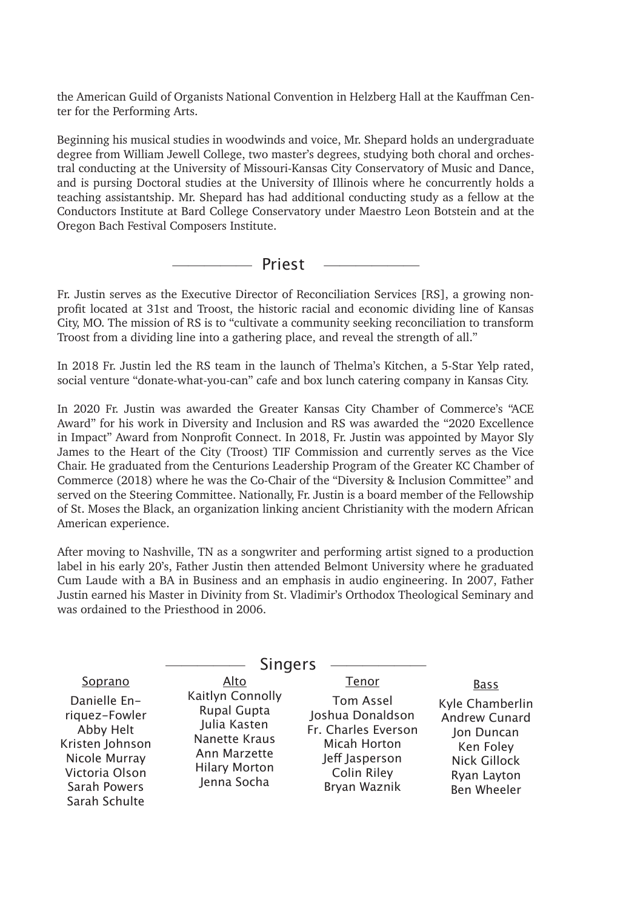the American Guild of Organists National Convention in Helzberg Hall at the Kauffman Center for the Performing Arts.

Beginning his musical studies in woodwinds and voice, Mr. Shepard holds an undergraduate degree from William Jewell College, two master's degrees, studying both choral and orchestral conducting at the University of Missouri-Kansas City Conservatory of Music and Dance, and is pursing Doctoral studies at the University of Illinois where he concurrently holds a teaching assistantship. Mr. Shepard has had additional conducting study as a fellow at the Conductors Institute at Bard College Conservatory under Maestro Leon Botstein and at the Oregon Bach Festival Composers Institute.

## Priest

Fr. Justin serves as the Executive Director of Reconciliation Services [RS], a growing nonprofit located at 31st and Troost, the historic racial and economic dividing line of Kansas City, MO. The mission of RS is to "cultivate a community seeking reconciliation to transform Troost from a dividing line into a gathering place, and reveal the strength of all."

In 2018 Fr. Justin led the RS team in the launch of Thelma's Kitchen, a 5-Star Yelp rated, social venture "donate-what-you-can" cafe and box lunch catering company in Kansas City.

In 2020 Fr. Justin was awarded the Greater Kansas City Chamber of Commerce's "ACE Award" for his work in Diversity and Inclusion and RS was awarded the "2020 Excellence in Impact" Award from Nonprofit Connect. In 2018, Fr. Justin was appointed by Mayor Sly James to the Heart of the City (Troost) TIF Commission and currently serves as the Vice Chair. He graduated from the Centurions Leadership Program of the Greater KC Chamber of Commerce (2018) where he was the Co-Chair of the "Diversity & Inclusion Committee" and served on the Steering Committee. Nationally, Fr. Justin is a board member of the Fellowship of St. Moses the Black, an organization linking ancient Christianity with the modern African American experience.

After moving to Nashville, TN as a songwriter and performing artist signed to a production label in his early 20's, Father Justin then attended Belmont University where he graduated Cum Laude with a BA in Business and an emphasis in audio engineering. In 2007, Father Justin earned his Master in Divinity from St. Vladimir's Orthodox Theological Seminary and was ordained to the Priesthood in 2006.

## Singers

| Soprano | Alto | Tenor | Bass |
|---|---|---|---|
| Danielle Enriquez-Fowler | Kaitlyn Connolly | Tom Assel | Kyle Chamberlin |
| Abby Helt | Rupal Gupta | Joshua Donaldson | Andrew Cunard |
| Kristen Johnson | Julia Kasten | Fr. Charles Everson | Jon Duncan |
| Nicole Murray | Nanette Kraus | Micah Horton | Ken Foley |
| Victoria Olson | Ann Marzette | Jeff Jasperson | Nick Gillock |
| Sarah Powers | Hilary Morton | Colin Riley | Ryan Layton |
| Sarah Schulte | Jenna Socha | Bryan Waznik | Ben Wheeler |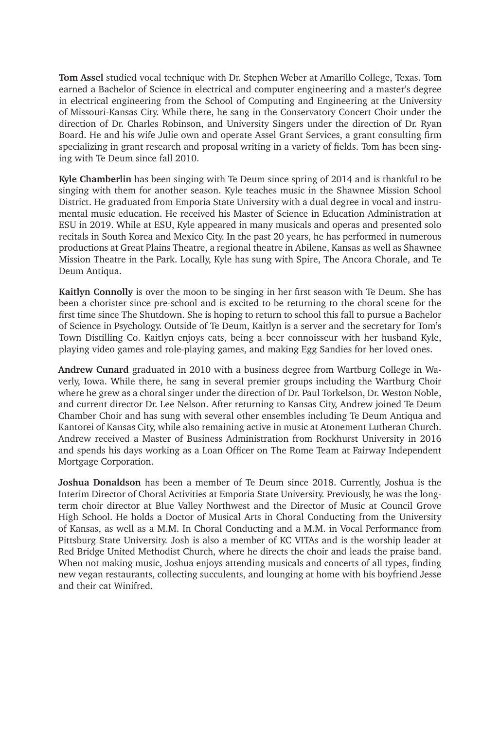**Tom Assel** studied vocal technique with Dr. Stephen Weber at Amarillo College, Texas. Tom earned a Bachelor of Science in electrical and computer engineering and a master's degree in electrical engineering from the School of Computing and Engineering at the University of Missouri-Kansas City. While there, he sang in the Conservatory Concert Choir under the direction of Dr. Charles Robinson, and University Singers under the direction of Dr. Ryan Board. He and his wife Julie own and operate Assel Grant Services, a grant consulting firm specializing in grant research and proposal writing in a variety of fields. Tom has been singing with Te Deum since fall 2010.

**Kyle Chamberlin** has been singing with Te Deum since spring of 2014 and is thankful to be singing with them for another season. Kyle teaches music in the Shawnee Mission School District. He graduated from Emporia State University with a dual degree in vocal and instrumental music education. He received his Master of Science in Education Administration at ESU in 2019. While at ESU, Kyle appeared in many musicals and operas and presented solo recitals in South Korea and Mexico City. In the past 20 years, he has performed in numerous productions at Great Plains Theatre, a regional theatre in Abilene, Kansas as well as Shawnee Mission Theatre in the Park. Locally, Kyle has sung with Spire, The Ancora Chorale, and Te Deum Antiqua.

**Kaitlyn Connolly** is over the moon to be singing in her first season with Te Deum. She has been a chorister since pre-school and is excited to be returning to the choral scene for the first time since The Shutdown. She is hoping to return to school this fall to pursue a Bachelor of Science in Psychology. Outside of Te Deum, Kaitlyn is a server and the secretary for Tom's Town Distilling Co. Kaitlyn enjoys cats, being a beer connoisseur with her husband Kyle, playing video games and role-playing games, and making Egg Sandies for her loved ones.

**Andrew Cunard** graduated in 2010 with a business degree from Wartburg College in Waverly, Iowa. While there, he sang in several premier groups including the Wartburg Choir where he grew as a choral singer under the direction of Dr. Paul Torkelson, Dr. Weston Noble, and current director Dr. Lee Nelson. After returning to Kansas City, Andrew joined Te Deum Chamber Choir and has sung with several other ensembles including Te Deum Antiqua and Kantorei of Kansas City, while also remaining active in music at Atonement Lutheran Church. Andrew received a Master of Business Administration from Rockhurst University in 2016 and spends his days working as a Loan Officer on The Rome Team at Fairway Independent Mortgage Corporation.

**Joshua Donaldson** has been a member of Te Deum since 2018. Currently, Joshua is the Interim Director of Choral Activities at Emporia State University. Previously, he was the long-term choir director at Blue Valley Northwest and the Director of Music at Council Grove High School. He holds a Doctor of Musical Arts in Choral Conducting from the University of Kansas, as well as a M.M. In Choral Conducting and a M.M. in Vocal Performance from Pittsburg State University. Josh is also a member of KC VITAs and is the worship leader at Red Bridge United Methodist Church, where he directs the choir and leads the praise band. When not making music, Joshua enjoys attending musicals and concerts of all types, finding new vegan restaurants, collecting succulents, and lounging at home with his boyfriend Jesse and their cat Winifred.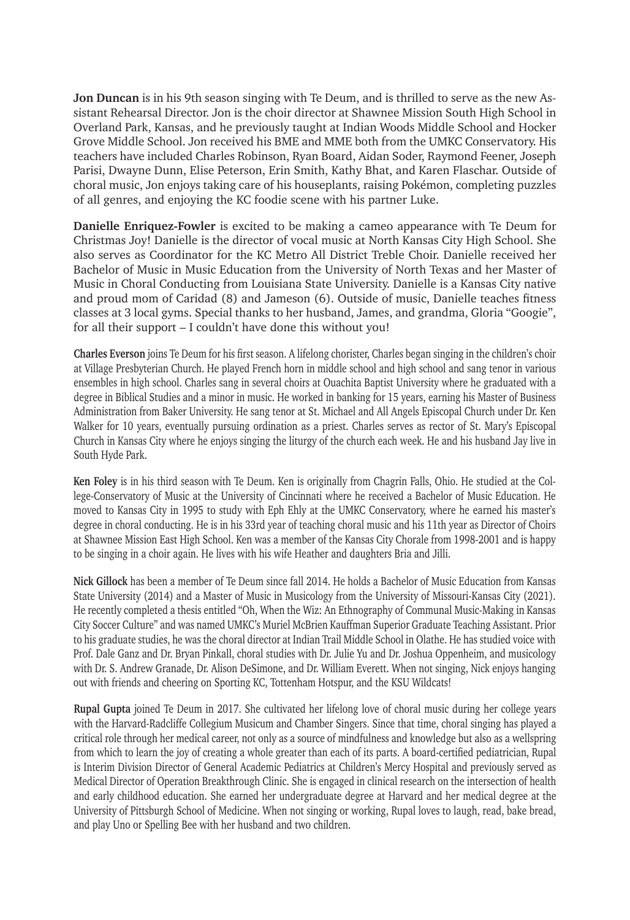**Jon Duncan** is in his 9th season singing with Te Deum, and is thrilled to serve as the new Assistant Rehearsal Director. Jon is the choir director at Shawnee Mission South High School in Overland Park, Kansas, and he previously taught at Indian Woods Middle School and Hocker Grove Middle School. Jon received his BME and MME both from the UMKC Conservatory. His teachers have included Charles Robinson, Ryan Board, Aidan Soder, Raymond Feener, Joseph Parisi, Dwayne Dunn, Elise Peterson, Erin Smith, Kathy Bhat, and Karen Flaschar. Outside of choral music, Jon enjoys taking care of his houseplants, raising Pokémon, completing puzzles of all genres, and enjoying the KC foodie scene with his partner Luke.

**Danielle Enriquez-Fowler** is excited to be making a cameo appearance with Te Deum for Christmas Joy! Danielle is the director of vocal music at North Kansas City High School. She also serves as Coordinator for the KC Metro All District Treble Choir. Danielle received her Bachelor of Music in Music Education from the University of North Texas and her Master of Music in Choral Conducting from Louisiana State University. Danielle is a Kansas City native and proud mom of Caridad (8) and Jameson (6). Outside of music, Danielle teaches fitness classes at 3 local gyms. Special thanks to her husband, James, and grandma, Gloria "Googie", for all their support – I couldn't have done this without you!

**Charles Everson** joins Te Deum for his first season. A lifelong chorister, Charles began singing in the children's choir at Village Presbyterian Church. He played French horn in middle school and high school and sang tenor in various ensembles in high school. Charles sang in several choirs at Ouachita Baptist University where he graduated with a degree in Biblical Studies and a minor in music. He worked in banking for 15 years, earning his Master of Business Administration from Baker University. He sang tenor at St. Michael and All Angels Episcopal Church under Dr. Ken Walker for 10 years, eventually pursuing ordination as a priest. Charles serves as rector of St. Mary's Episcopal Church in Kansas City where he enjoys singing the liturgy of the church each week. He and his husband Jay live in South Hyde Park.

**Ken Foley** is in his third season with Te Deum. Ken is originally from Chagrin Falls, Ohio. He studied at the College-Conservatory of Music at the University of Cincinnati where he received a Bachelor of Music Education. He moved to Kansas City in 1995 to study with Eph Ehly at the UMKC Conservatory, where he earned his master's degree in choral conducting. He is in his 33rd year of teaching choral music and his 11th year as Director of Choirs at Shawnee Mission East High School. Ken was a member of the Kansas City Chorale from 1998-2001 and is happy to be singing in a choir again. He lives with his wife Heather and daughters Bria and Jilli.

**Nick Gillock** has been a member of Te Deum since fall 2014. He holds a Bachelor of Music Education from Kansas State University (2014) and a Master of Music in Musicology from the University of Missouri-Kansas City (2021). He recently completed a thesis entitled "Oh, When the Wiz: An Ethnography of Communal Music-Making in Kansas City Soccer Culture" and was named UMKC's Muriel McBrien Kauffman Superior Graduate Teaching Assistant. Prior to his graduate studies, he was the choral director at Indian Trail Middle School in Olathe. He has studied voice with Prof. Dale Ganz and Dr. Bryan Pinkall, choral studies with Dr. Julie Yu and Dr. Joshua Oppenheim, and musicology with Dr. S. Andrew Granade, Dr. Alison DeSimone, and Dr. William Everett. When not singing, Nick enjoys hanging out with friends and cheering on Sporting KC, Tottenham Hotspur, and the KSU Wildcats!

**Rupal Gupta** joined Te Deum in 2017. She cultivated her lifelong love of choral music during her college years with the Harvard-Radcliffe Collegium Musicum and Chamber Singers. Since that time, choral singing has played a critical role through her medical career, not only as a source of mindfulness and knowledge but also as a wellspring from which to learn the joy of creating a whole greater than each of its parts. A board-certified pediatrician, Rupal is Interim Division Director of General Academic Pediatrics at Children's Mercy Hospital and previously served as Medical Director of Operation Breakthrough Clinic. She is engaged in clinical research on the intersection of health and early childhood education. She earned her undergraduate degree at Harvard and her medical degree at the University of Pittsburgh School of Medicine. When not singing or working, Rupal loves to laugh, read, bake bread, and play Uno or Spelling Bee with her husband and two children.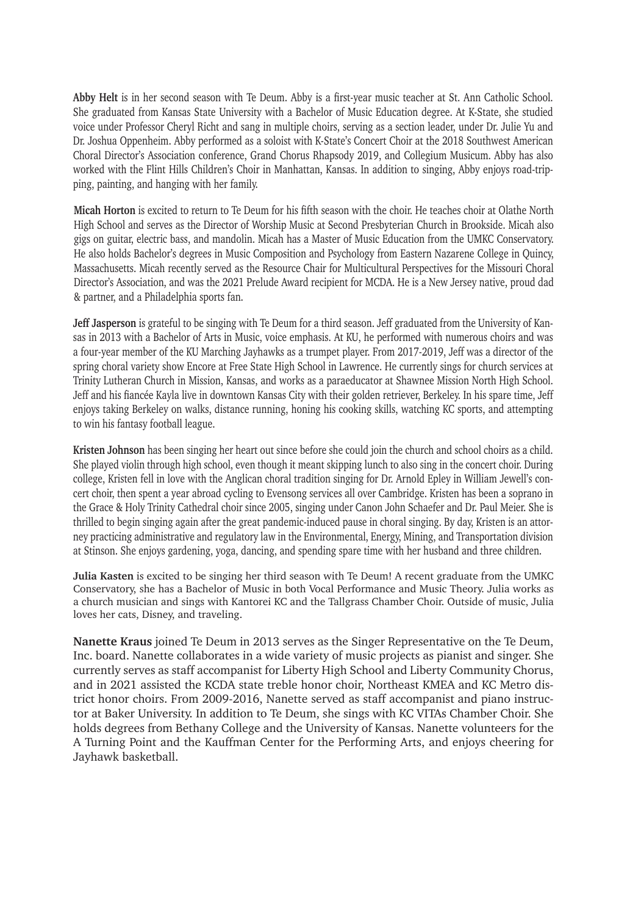**Abby Helt** is in her second season with Te Deum. Abby is a first-year music teacher at St. Ann Catholic School. She graduated from Kansas State University with a Bachelor of Music Education degree. At K-State, she studied voice under Professor Cheryl Richt and sang in multiple choirs, serving as a section leader, under Dr. Julie Yu and Dr. Joshua Oppenheim. Abby performed as a soloist with K-State's Concert Choir at the 2018 Southwest American Choral Director's Association conference, Grand Chorus Rhapsody 2019, and Collegium Musicum. Abby has also worked with the Flint Hills Children's Choir in Manhattan, Kansas. In addition to singing, Abby enjoys road-tripping, painting, and hanging with her family.

**Micah Horton** is excited to return to Te Deum for his fifth season with the choir. He teaches choir at Olathe North High School and serves as the Director of Worship Music at Second Presbyterian Church in Brookside. Micah also gigs on guitar, electric bass, and mandolin. Micah has a Master of Music Education from the UMKC Conservatory. He also holds Bachelor's degrees in Music Composition and Psychology from Eastern Nazarene College in Quincy, Massachusetts. Micah recently served as the Resource Chair for Multicultural Perspectives for the Missouri Choral Director's Association, and was the 2021 Prelude Award recipient for MCDA. He is a New Jersey native, proud dad & partner, and a Philadelphia sports fan.

**Jeff Jasperson** is grateful to be singing with Te Deum for a third season. Jeff graduated from the University of Kansas in 2013 with a Bachelor of Arts in Music, voice emphasis. At KU, he performed with numerous choirs and was a four-year member of the KU Marching Jayhawks as a trumpet player. From 2017-2019, Jeff was a director of the spring choral variety show Encore at Free State High School in Lawrence. He currently sings for church services at Trinity Lutheran Church in Mission, Kansas, and works as a paraeducator at Shawnee Mission North High School. Jeff and his fiancée Kayla live in downtown Kansas City with their golden retriever, Berkeley. In his spare time, Jeff enjoys taking Berkeley on walks, distance running, honing his cooking skills, watching KC sports, and attempting to win his fantasy football league.

**Kristen Johnson** has been singing her heart out since before she could join the church and school choirs as a child. She played violin through high school, even though it meant skipping lunch to also sing in the concert choir. During college, Kristen fell in love with the Anglican choral tradition singing for Dr. Arnold Epley in William Jewell's concert choir, then spent a year abroad cycling to Evensong services all over Cambridge. Kristen has been a soprano in the Grace & Holy Trinity Cathedral choir since 2005, singing under Canon John Schaefer and Dr. Paul Meier. She is thrilled to begin singing again after the great pandemic-induced pause in choral singing. By day, Kristen is an attorney practicing administrative and regulatory law in the Environmental, Energy, Mining, and Transportation division at Stinson. She enjoys gardening, yoga, dancing, and spending spare time with her husband and three children.

**Julia Kasten** is excited to be singing her third season with Te Deum! A recent graduate from the UMKC Conservatory, she has a Bachelor of Music in both Vocal Performance and Music Theory. Julia works as a church musician and sings with Kantorei KC and the Tallgrass Chamber Choir. Outside of music, Julia loves her cats, Disney, and traveling.

**Nanette Kraus** joined Te Deum in 2013 serves as the Singer Representative on the Te Deum, Inc. board. Nanette collaborates in a wide variety of music projects as pianist and singer. She currently serves as staff accompanist for Liberty High School and Liberty Community Chorus, and in 2021 assisted the KCDA state treble honor choir, Northeast KMEA and KC Metro district honor choirs. From 2009-2016, Nanette served as staff accompanist and piano instructor at Baker University. In addition to Te Deum, she sings with KC VITAs Chamber Choir. She holds degrees from Bethany College and the University of Kansas. Nanette volunteers for the A Turning Point and the Kauffman Center for the Performing Arts, and enjoys cheering for Jayhawk basketball.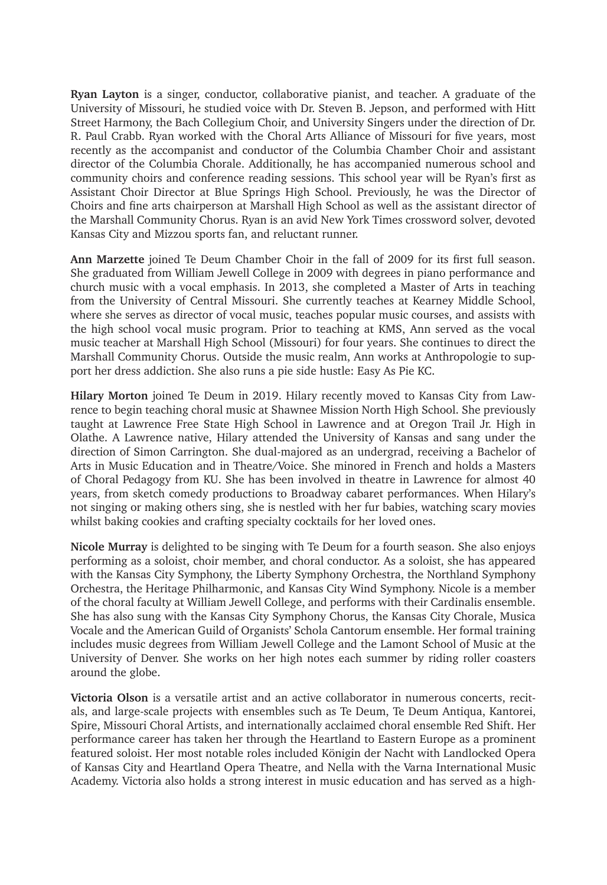**Ryan Layton** is a singer, conductor, collaborative pianist, and teacher. A graduate of the University of Missouri, he studied voice with Dr. Steven B. Jepson, and performed with Hitt Street Harmony, the Bach Collegium Choir, and University Singers under the direction of Dr. R. Paul Crabb. Ryan worked with the Choral Arts Alliance of Missouri for five years, most recently as the accompanist and conductor of the Columbia Chamber Choir and assistant director of the Columbia Chorale. Additionally, he has accompanied numerous school and community choirs and conference reading sessions. This school year will be Ryan's first as Assistant Choir Director at Blue Springs High School. Previously, he was the Director of Choirs and fine arts chairperson at Marshall High School as well as the assistant director of the Marshall Community Chorus. Ryan is an avid New York Times crossword solver, devoted Kansas City and Mizzou sports fan, and reluctant runner.

**Ann Marzette** joined Te Deum Chamber Choir in the fall of 2009 for its first full season. She graduated from William Jewell College in 2009 with degrees in piano performance and church music with a vocal emphasis. In 2013, she completed a Master of Arts in teaching from the University of Central Missouri. She currently teaches at Kearney Middle School, where she serves as director of vocal music, teaches popular music courses, and assists with the high school vocal music program. Prior to teaching at KMS, Ann served as the vocal music teacher at Marshall High School (Missouri) for four years. She continues to direct the Marshall Community Chorus. Outside the music realm, Ann works at Anthropologie to support her dress addiction. She also runs a pie side hustle: Easy As Pie KC.

**Hilary Morton** joined Te Deum in 2019. Hilary recently moved to Kansas City from Lawrence to begin teaching choral music at Shawnee Mission North High School. She previously taught at Lawrence Free State High School in Lawrence and at Oregon Trail Jr. High in Olathe. A Lawrence native, Hilary attended the University of Kansas and sang under the direction of Simon Carrington. She dual-majored as an undergrad, receiving a Bachelor of Arts in Music Education and in Theatre/Voice. She minored in French and holds a Masters of Choral Pedagogy from KU. She has been involved in theatre in Lawrence for almost 40 years, from sketch comedy productions to Broadway cabaret performances. When Hilary's not singing or making others sing, she is nestled with her fur babies, watching scary movies whilst baking cookies and crafting specialty cocktails for her loved ones.

**Nicole Murray** is delighted to be singing with Te Deum for a fourth season. She also enjoys performing as a soloist, choir member, and choral conductor. As a soloist, she has appeared with the Kansas City Symphony, the Liberty Symphony Orchestra, the Northland Symphony Orchestra, the Heritage Philharmonic, and Kansas City Wind Symphony. Nicole is a member of the choral faculty at William Jewell College, and performs with their Cardinalis ensemble. She has also sung with the Kansas City Symphony Chorus, the Kansas City Chorale, Musica Vocale and the American Guild of Organists' Schola Cantorum ensemble. Her formal training includes music degrees from William Jewell College and the Lamont School of Music at the University of Denver. She works on her high notes each summer by riding roller coasters around the globe.

**Victoria Olson** is a versatile artist and an active collaborator in numerous concerts, recitals, and large-scale projects with ensembles such as Te Deum, Te Deum Antiqua, Kantorei, Spire, Missouri Choral Artists, and internationally acclaimed choral ensemble Red Shift. Her performance career has taken her through the Heartland to Eastern Europe as a prominent featured soloist. Her most notable roles included Königin der Nacht with Landlocked Opera of Kansas City and Heartland Opera Theatre, and Nella with the Varna International Music Academy. Victoria also holds a strong interest in music education and has served as a high-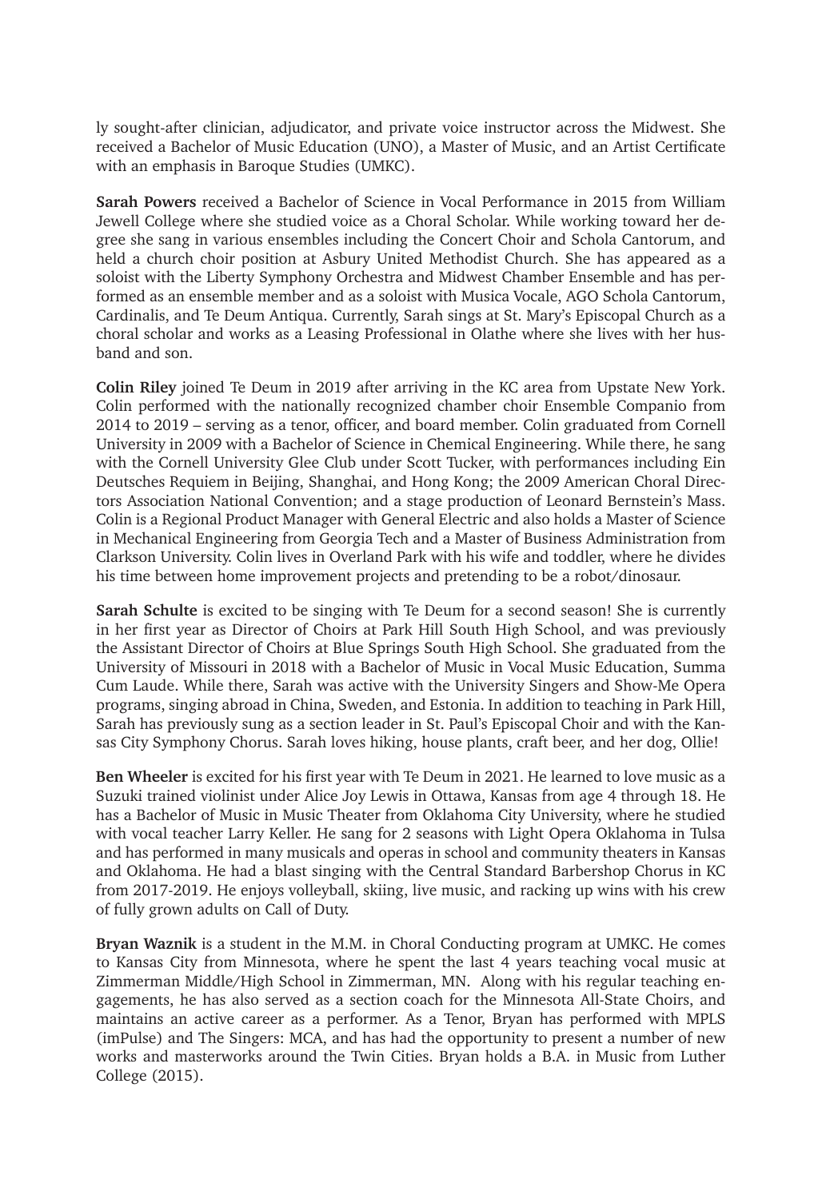ly sought-after clinician, adjudicator, and private voice instructor across the Midwest. She received a Bachelor of Music Education (UNO), a Master of Music, and an Artist Certificate with an emphasis in Baroque Studies (UMKC).

**Sarah Powers** received a Bachelor of Science in Vocal Performance in 2015 from William Jewell College where she studied voice as a Choral Scholar. While working toward her degree she sang in various ensembles including the Concert Choir and Schola Cantorum, and held a church choir position at Asbury United Methodist Church. She has appeared as a soloist with the Liberty Symphony Orchestra and Midwest Chamber Ensemble and has performed as an ensemble member and as a soloist with Musica Vocale, AGO Schola Cantorum, Cardinalis, and Te Deum Antiqua. Currently, Sarah sings at St. Mary's Episcopal Church as a choral scholar and works as a Leasing Professional in Olathe where she lives with her husband and son.

**Colin Riley** joined Te Deum in 2019 after arriving in the KC area from Upstate New York. Colin performed with the nationally recognized chamber choir Ensemble Companio from 2014 to 2019 – serving as a tenor, officer, and board member. Colin graduated from Cornell University in 2009 with a Bachelor of Science in Chemical Engineering. While there, he sang with the Cornell University Glee Club under Scott Tucker, with performances including Ein Deutsches Requiem in Beijing, Shanghai, and Hong Kong; the 2009 American Choral Directors Association National Convention; and a stage production of Leonard Bernstein's Mass. Colin is a Regional Product Manager with General Electric and also holds a Master of Science in Mechanical Engineering from Georgia Tech and a Master of Business Administration from Clarkson University. Colin lives in Overland Park with his wife and toddler, where he divides his time between home improvement projects and pretending to be a robot/dinosaur.

**Sarah Schulte** is excited to be singing with Te Deum for a second season! She is currently in her first year as Director of Choirs at Park Hill South High School, and was previously the Assistant Director of Choirs at Blue Springs South High School. She graduated from the University of Missouri in 2018 with a Bachelor of Music in Vocal Music Education, Summa Cum Laude. While there, Sarah was active with the University Singers and Show-Me Opera programs, singing abroad in China, Sweden, and Estonia. In addition to teaching in Park Hill, Sarah has previously sung as a section leader in St. Paul's Episcopal Choir and with the Kansas City Symphony Chorus. Sarah loves hiking, house plants, craft beer, and her dog, Ollie!

**Ben Wheeler** is excited for his first year with Te Deum in 2021. He learned to love music as a Suzuki trained violinist under Alice Joy Lewis in Ottawa, Kansas from age 4 through 18. He has a Bachelor of Music in Music Theater from Oklahoma City University, where he studied with vocal teacher Larry Keller. He sang for 2 seasons with Light Opera Oklahoma in Tulsa and has performed in many musicals and operas in school and community theaters in Kansas and Oklahoma. He had a blast singing with the Central Standard Barbershop Chorus in KC from 2017-2019. He enjoys volleyball, skiing, live music, and racking up wins with his crew of fully grown adults on Call of Duty.

**Bryan Waznik** is a student in the M.M. in Choral Conducting program at UMKC. He comes to Kansas City from Minnesota, where he spent the last 4 years teaching vocal music at Zimmerman Middle/High School in Zimmerman, MN. Along with his regular teaching engagements, he has also served as a section coach for the Minnesota All-State Choirs, and maintains an active career as a performer. As a Tenor, Bryan has performed with MPLS (imPulse) and The Singers: MCA, and has had the opportunity to present a number of new works and masterworks around the Twin Cities. Bryan holds a B.A. in Music from Luther College (2015).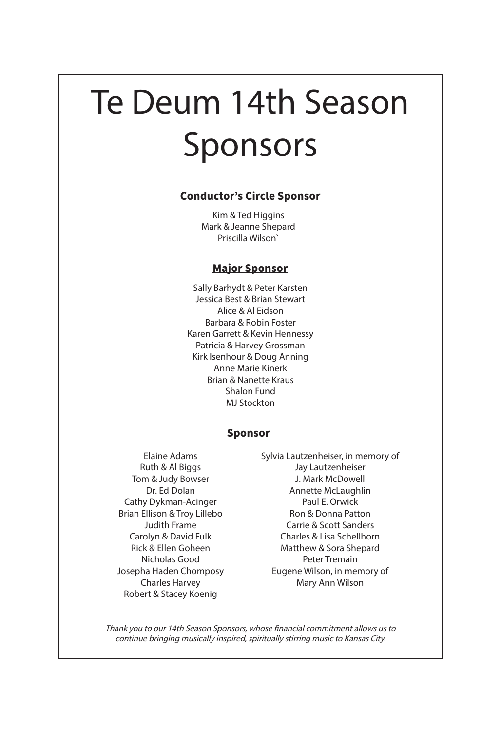# Te Deum 14th Season Sponsors

## Conductor's Circle Sponsor

Kim & Ted Higgins
Mark & Jeanne Shepard
Priscilla Wilson`

## Major Sponsor

Sally Barhydt & Peter Karsten
Jessica Best & Brian Stewart
Alice & Al Eidson
Barbara & Robin Foster
Karen Garrett & Kevin Hennessy
Patricia & Harvey Grossman
Kirk Isenhour & Doug Anning
Anne Marie Kinerk
Brian & Nanette Kraus
Shalon Fund
MJ Stockton

## Sponsor

Elaine Adams
Ruth & Al Biggs
Tom & Judy Bowser
Dr. Ed Dolan
Cathy Dykman-Acinger
Brian Ellison & Troy Lillebo
Judith Frame
Carolyn & David Fulk
Rick & Ellen Goheen
Nicholas Good
Josepha Haden Chomposy
Charles Harvey
Robert & Stacey Koenig
Sylvia Lautzenheiser, in memory of Jay Lautzenheiser
J. Mark McDowell
Annette McLaughlin
Paul E. Orwick
Ron & Donna Patton
Carrie & Scott Sanders
Charles & Lisa Schellhorn
Matthew & Sora Shepard
Peter Tremain
Eugene Wilson, in memory of Mary Ann Wilson

*Thank you to our 14th Season Sponsors, whose financial commitment allows us to continue bringing musically inspired, spiritually stirring music to Kansas City.*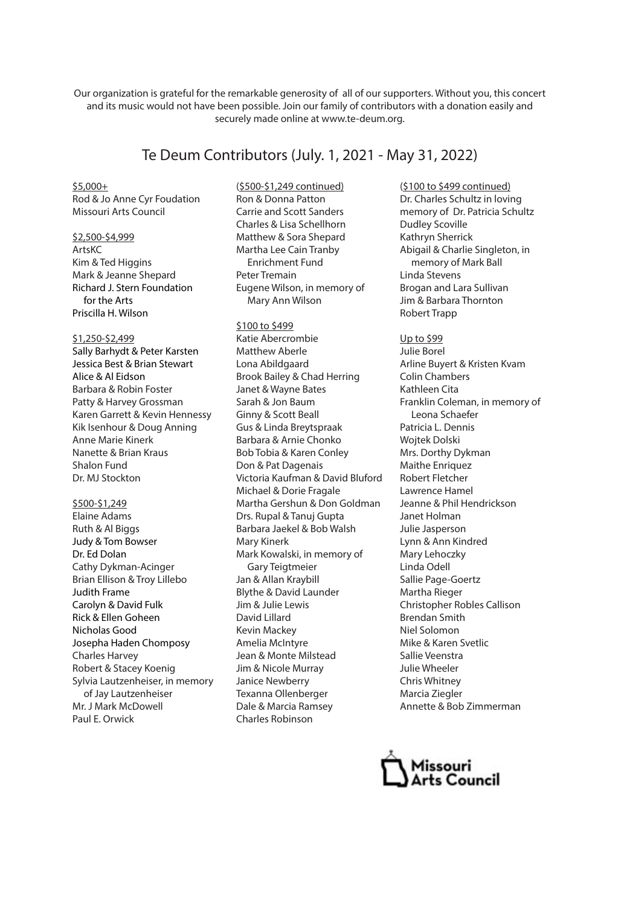Our organization is grateful for the remarkable generosity of all of our supporters. Without you, this concert and its music would not have been possible. Join our family of contributors with a donation easily and securely made online at www.te-deum.org.

## Te Deum Contributors (July. 1, 2021 - May 31, 2022)

### $5,000+

Rod & Jo Anne Cyr Foudation
Missouri Arts Council

### $2,500-$4,999

ArtsKC
Kim & Ted Higgins
Mark & Jeanne Shepard
Richard J. Stern Foundation for the Arts
Priscilla H. Wilson

### $1,250-$2,499

Sally Barhydt & Peter Karsten
Jessica Best & Brian Stewart
Alice & Al Eidson
Barbara & Robin Foster
Patty & Harvey Grossman
Karen Garrett & Kevin Hennessy
Kik Isenhour & Doug Anning
Anne Marie Kinerk
Nanette & Brian Kraus
Shalon Fund
Dr. MJ Stockton

### $500-$1,249

Elaine Adams
Ruth & Al Biggs
Judy & Tom Bowser
Dr. Ed Dolan
Cathy Dykman-Acinger
Brian Ellison & Troy Lillebo
Judith Frame
Carolyn & David Fulk
Rick & Ellen Goheen
Nicholas Good
Josepha Haden Chomposy
Charles Harvey
Robert & Stacey Koenig
Sylvia Lautzenheiser, in memory of Jay Lautzenheiser
Mr. J Mark McDowell
Paul E. Orwick

### ($500-$1,249 continued)

Ron & Donna Patton
Carrie and Scott Sanders
Charles & Lisa Schellhorn
Matthew & Sora Shepard
Martha Lee Cain Tranby Enrichment Fund
Peter Tremain
Eugene Wilson, in memory of Mary Ann Wilson

### $100 to $499

Katie Abercrombie
Matthew Aberle
Lona Abildgaard
Brook Bailey & Chad Herring
Janet & Wayne Bates
Sarah & Jon Baum
Ginny & Scott Beall
Gus & Linda Breytspraak
Barbara & Arnie Chonko
Bob Tobia & Karen Conley
Don & Pat Dagenais
Victoria Kaufman & David Bluford
Michael & Dorie Fragale
Martha Gershun & Don Goldman
Drs. Rupal & Tanuj Gupta
Barbara Jaekel & Bob Walsh
Mary Kinerk
Mark Kowalski, in memory of Gary Teigtmeier
Jan & Allan Kraybill
Blythe & David Launder
Jim & Julie Lewis
David Lillard
Kevin Mackey
Amelia McIntyre
Jean & Monte Milstead
Jim & Nicole Murray
Janice Newberry
Texanna Ollenberger
Dale & Marcia Ramsey
Charles Robinson

### ($100 to $499 continued)

Dr. Charles Schultz in loving memory of Dr. Patricia Schultz
Dudley Scoville
Kathryn Sherrick
Abigail & Charlie Singleton, in memory of Mark Ball
Linda Stevens
Brogan and Lara Sullivan
Jim & Barbara Thornton
Robert Trapp

### Up to $99

Julie Borel
Arline Buyert & Kristen Kvam
Colin Chambers
Kathleen Cita
Franklin Coleman, in memory of Leona Schaefer
Patricia L. Dennis
Wojtek Dolski
Mrs. Dorthy Dykman
Maithe Enriquez
Robert Fletcher
Lawrence Hamel
Jeanne & Phil Hendrickson
Janet Holman
Julie Jasperson
Lynn & Ann Kindred
Mary Lehoczky
Linda Odell
Sallie Page-Goertz
Martha Rieger
Christopher Robles Callison
Brendan Smith
Niel Solomon
Mike & Karen Svetlic
Sallie Veenstra
Julie Wheeler
Chris Whitney
Marcia Ziegler
Annette & Bob Zimmerman

Missouri Arts Council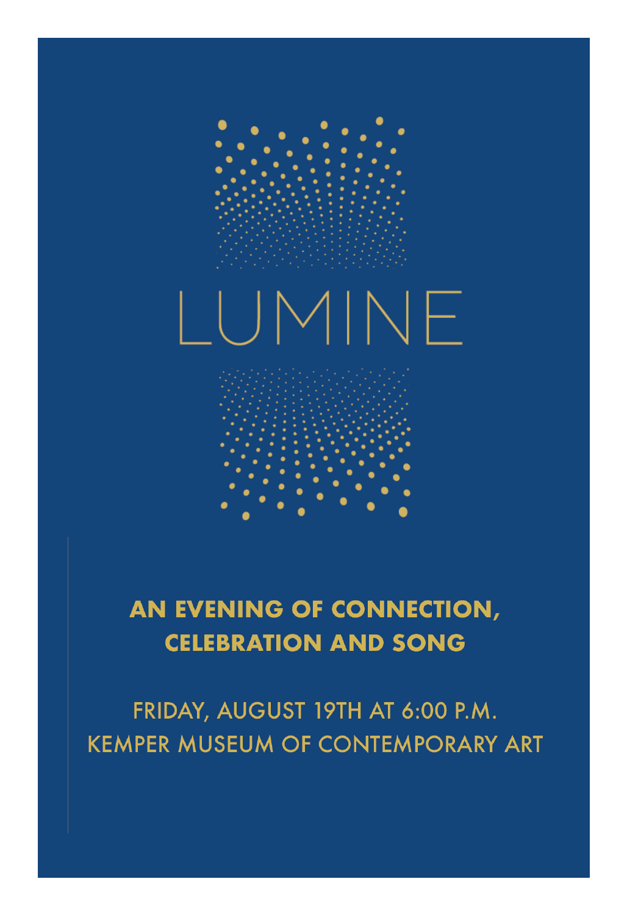# LUMINE

**AN EVENING OF CONNECTION, CELEBRATION AND SONG**

FRIDAY, AUGUST 19TH AT 6:00 P.M.
KEMPER MUSEUM OF CONTEMPORARY ART